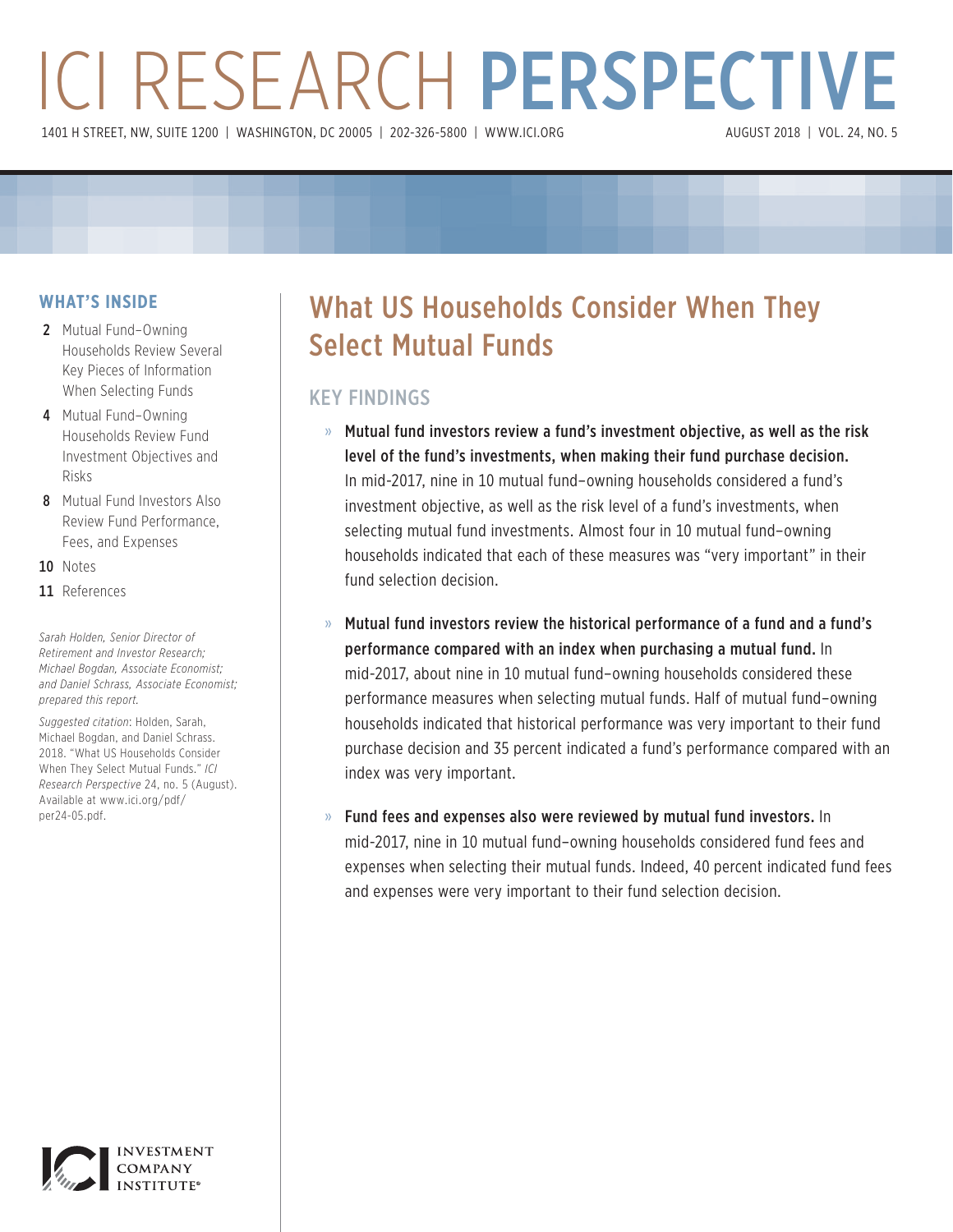# ICI RESEARCH PERSPECTIVE

1401 H STREET, NW, SUITE 1200 | WASHINGTON, DC 20005 | 202-326-5800 | WWW.ICI.ORG

AUGUST 2018 | VOL. 24, NO. 5

## WHAT'S INSIDE

- 2 Mutual Fund–Owning Households Review Several Key Pieces of Information When Selecting Funds
- 4 Mutual Fund–Owning Households Review Fund Investment Objectives and Risks
- 8 Mutual Fund Investors Also Review Fund Performance, Fees, and Expenses
- 10 Notes
- 11 References

*Sarah Holden, Senior Director of Retirement and Investor Research; Michael Bogdan, Associate Economist; and Daniel Schrass, Associate Economist; prepared this report.*

*Suggested citation*: Holden, Sarah, Michael Bogdan, and Daniel Schrass. 2018. "What US Households Consider When They Select Mutual Funds." *ICI Research Perspective* 24, no. 5 (August). Available at www.ici.org/pdf/per24-05.pdf.

# What US Households Consider When They Select Mutual Funds

## KEY FINDINGS

» **Mutual fund investors review a fund's investment objective, as well as the risk level of the fund's investments, when making their fund purchase decision.** In mid-2017, nine in 10 mutual fund–owning households considered a fund's investment objective, as well as the risk level of a fund's investments, when selecting mutual fund investments. Almost four in 10 mutual fund–owning households indicated that each of these measures was "very important" in their fund selection decision.

» **Mutual fund investors review the historical performance of a fund and a fund's performance compared with an index when purchasing a mutual fund.** In mid-2017, about nine in 10 mutual fund–owning households considered these performance measures when selecting mutual funds. Half of mutual fund–owning households indicated that historical performance was very important to their fund purchase decision and 35 percent indicated a fund's performance compared with an index was very important.

» **Fund fees and expenses also were reviewed by mutual fund investors.** In mid-2017, nine in 10 mutual fund–owning households considered fund fees and expenses when selecting their mutual funds. Indeed, 40 percent indicated fund fees and expenses were very important to their fund selection decision.

INVESTMENT COMPANY INSTITUTE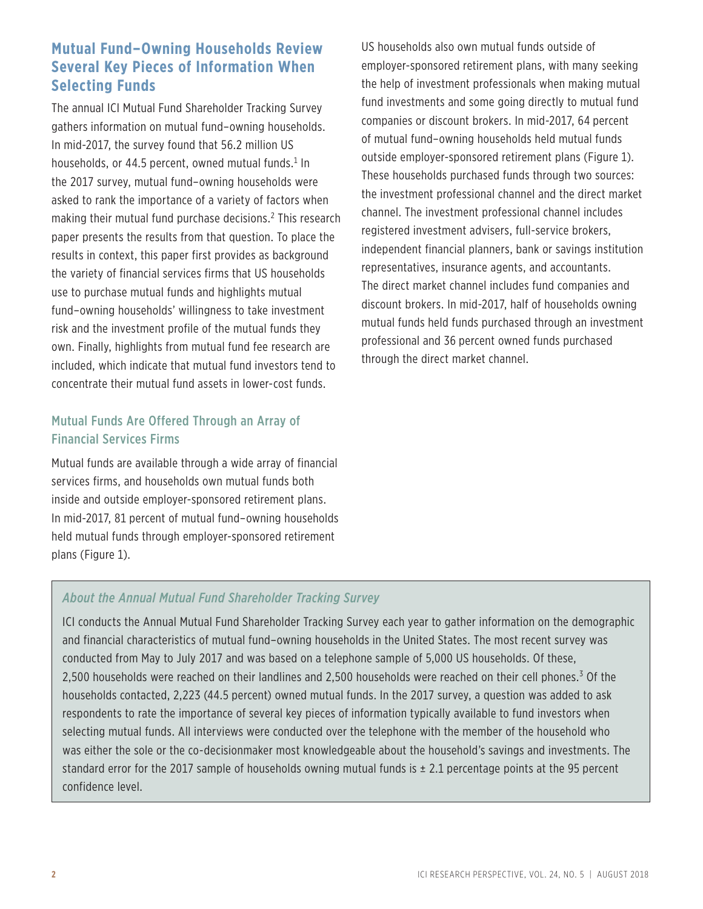## Mutual Fund–Owning Households Review Several Key Pieces of Information When Selecting Funds

The annual ICI Mutual Fund Shareholder Tracking Survey gathers information on mutual fund–owning households. In mid-2017, the survey found that 56.2 million US households, or 44.5 percent, owned mutual funds.[1] In the 2017 survey, mutual fund–owning households were asked to rank the importance of a variety of factors when making their mutual fund purchase decisions.[2] This research paper presents the results from that question. To place the results in context, this paper first provides as background the variety of financial services firms that US households use to purchase mutual funds and highlights mutual fund–owning households' willingness to take investment risk and the investment profile of the mutual funds they own. Finally, highlights from mutual fund fee research are included, which indicate that mutual fund investors tend to concentrate their mutual fund assets in lower-cost funds.

### Mutual Funds Are Offered Through an Array of Financial Services Firms

Mutual funds are available through a wide array of financial services firms, and households own mutual funds both inside and outside employer-sponsored retirement plans. In mid-2017, 81 percent of mutual fund–owning households held mutual funds through employer-sponsored retirement plans (Figure 1).

US households also own mutual funds outside of employer-sponsored retirement plans, with many seeking the help of investment professionals when making mutual fund investments and some going directly to mutual fund companies or discount brokers. In mid-2017, 64 percent of mutual fund–owning households held mutual funds outside employer-sponsored retirement plans (Figure 1). These households purchased funds through two sources: the investment professional channel and the direct market channel. The investment professional channel includes registered investment advisers, full-service brokers, independent financial planners, bank or savings institution representatives, insurance agents, and accountants. The direct market channel includes fund companies and discount brokers. In mid-2017, half of households owning mutual funds held funds purchased through an investment professional and 36 percent owned funds purchased through the direct market channel.

*About the Annual Mutual Fund Shareholder Tracking Survey*

ICI conducts the Annual Mutual Fund Shareholder Tracking Survey each year to gather information on the demographic and financial characteristics of mutual fund–owning households in the United States. The most recent survey was conducted from May to July 2017 and was based on a telephone sample of 5,000 US households. Of these, 2,500 households were reached on their landlines and 2,500 households were reached on their cell phones.[3] Of the households contacted, 2,223 (44.5 percent) owned mutual funds. In the 2017 survey, a question was added to ask respondents to rate the importance of several key pieces of information typically available to fund investors when selecting mutual funds. All interviews were conducted over the telephone with the member of the household who was either the sole or the co-decisionmaker most knowledgeable about the household's savings and investments. The standard error for the 2017 sample of households owning mutual funds is ± 2.1 percentage points at the 95 percent confidence level.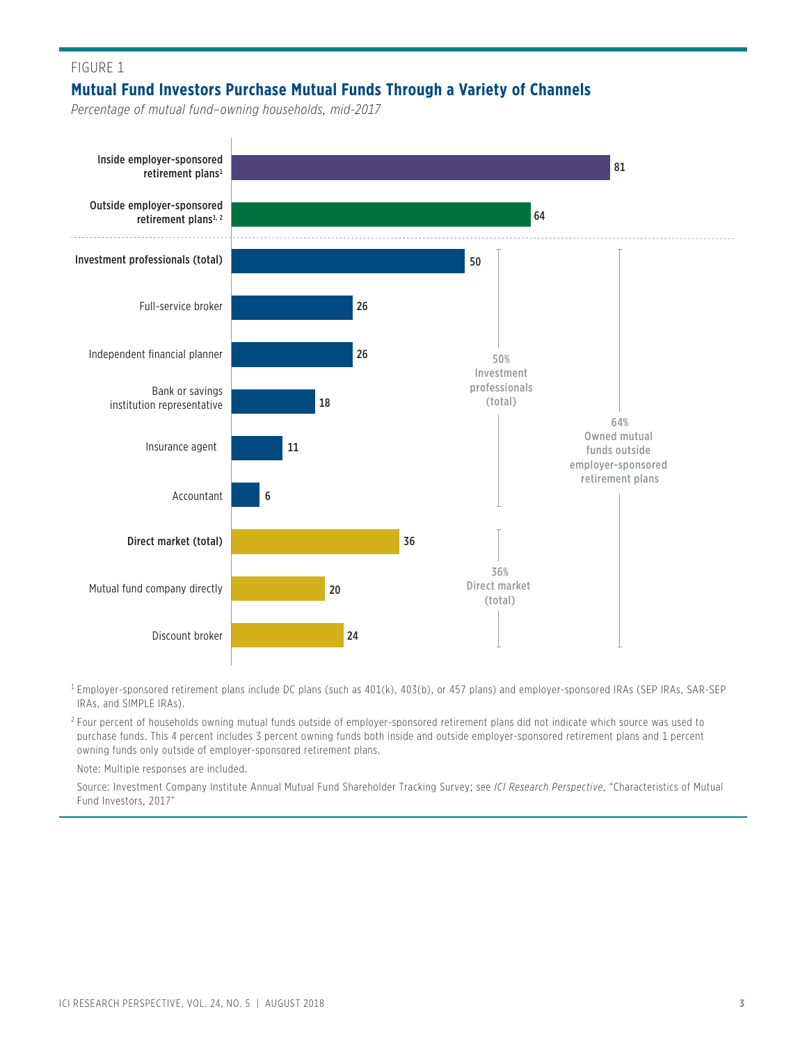FIGURE 1

## Mutual Fund Investors Purchase Mutual Funds Through a Variety of Channels

*Percentage of mutual fund–owning households, mid-2017*

| Channel | Percent |
| --- | --- |
| **Inside employer-sponsored retirement plans**[1] | 81 |
| **Outside employer-sponsored retirement plans**[1, 2] | 64 |
| **Investment professionals (total)** | 50 |
| Full-service broker | 26 |
| Independent financial planner | 26 |
| Bank or savings institution representative | 18 |
| Insurance agent | 11 |
| Accountant | 6 |
| **Direct market (total)** | 36 |
| Mutual fund company directly | 20 |
| Discount broker | 24 |

50% Investment professionals (total)

36% Direct market (total)

64% Owned mutual funds outside employer-sponsored retirement plans

[1] Employer-sponsored retirement plans include DC plans (such as 401(k), 403(b), or 457 plans) and employer-sponsored IRAs (SEP IRAs, SAR-SEP IRAs, and SIMPLE IRAs).

[2] Four percent of households owning mutual funds outside of employer-sponsored retirement plans did not indicate which source was used to purchase funds. This 4 percent includes 3 percent owning funds both inside and outside employer-sponsored retirement plans and 1 percent owning funds only outside of employer-sponsored retirement plans.

Note: Multiple responses are included.

Source: Investment Company Institute Annual Mutual Fund Shareholder Tracking Survey; see *ICI Research Perspective*, "Characteristics of Mutual Fund Investors, 2017"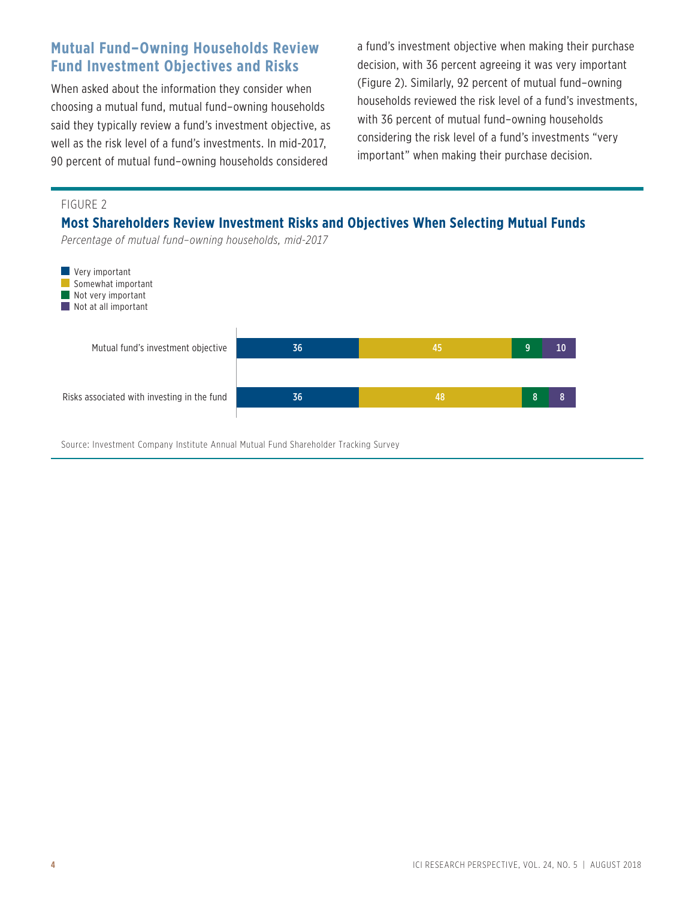## Mutual Fund–Owning Households Review Fund Investment Objectives and Risks

When asked about the information they consider when choosing a mutual fund, mutual fund–owning households said they typically review a fund's investment objective, as well as the risk level of a fund's investments. In mid-2017, 90 percent of mutual fund–owning households considered a fund's investment objective when making their purchase decision, with 36 percent agreeing it was very important (Figure 2). Similarly, 92 percent of mutual fund–owning households reviewed the risk level of a fund's investments, with 36 percent of mutual fund–owning households considering the risk level of a fund's investments "very important" when making their purchase decision.

FIGURE 2

**Most Shareholders Review Investment Risks and Objectives When Selecting Mutual Funds**

*Percentage of mutual fund–owning households, mid-2017*

| | Very important | Somewhat important | Not very important | Not at all important |
| --- | --- | --- | --- | --- |
| Mutual fund's investment objective | 36 | 45 | 9 | 10 |
| Risks associated with investing in the fund | 36 | 48 | 8 | 8 |

Source: Investment Company Institute Annual Mutual Fund Shareholder Tracking Survey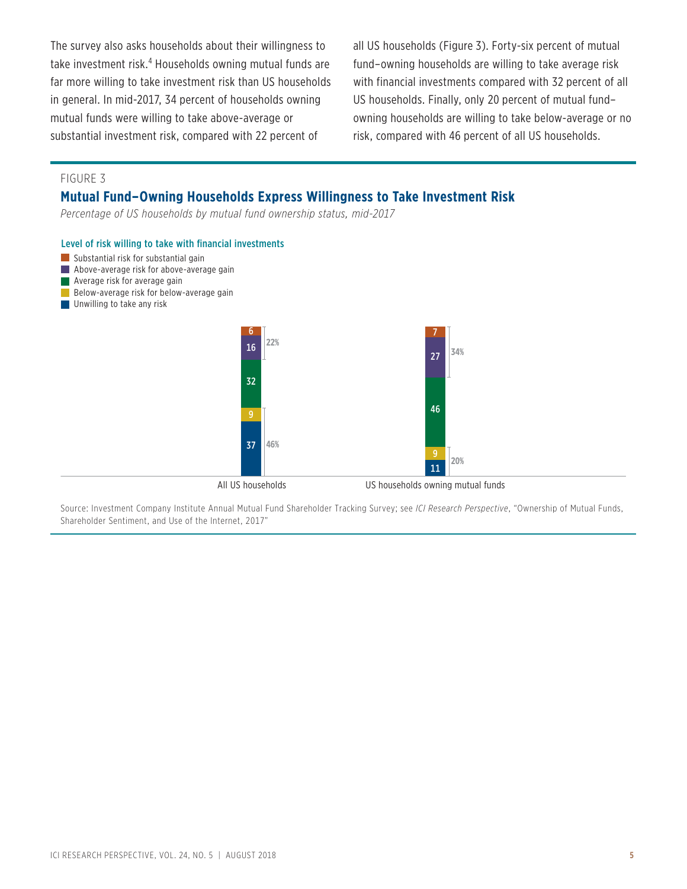The survey also asks households about their willingness to take investment risk.[4] Households owning mutual funds are far more willing to take investment risk than US households in general. In mid-2017, 34 percent of households owning mutual funds were willing to take above-average or substantial investment risk, compared with 22 percent of all US households (Figure 3). Forty-six percent of mutual fund–owning households are willing to take average risk with financial investments compared with 32 percent of all US households. Finally, only 20 percent of mutual fund–owning households are willing to take below-average or no risk, compared with 46 percent of all US households.

FIGURE 3

### Mutual Fund–Owning Households Express Willingness to Take Investment Risk

*Percentage of US households by mutual fund ownership status, mid-2017*

Level of risk willing to take with financial investments

| Level of risk | All US households | US households owning mutual funds |
|---|---|---|
| Substantial risk for substantial gain | 6 | 7 |
| Above-average risk for above-average gain | 16 | 27 |
| *Subtotal: substantial or above-average* | *22%* | *34%* |
| Average risk for average gain | 32 | 46 |
| Below-average risk for below-average gain | 9 | 9 |
| Unwilling to take any risk | 37 | 11 |
| *Subtotal: below-average or none* | *46%* | *20%* |

Source: Investment Company Institute Annual Mutual Fund Shareholder Tracking Survey; see *ICI Research Perspective*, "Ownership of Mutual Funds, Shareholder Sentiment, and Use of the Internet, 2017"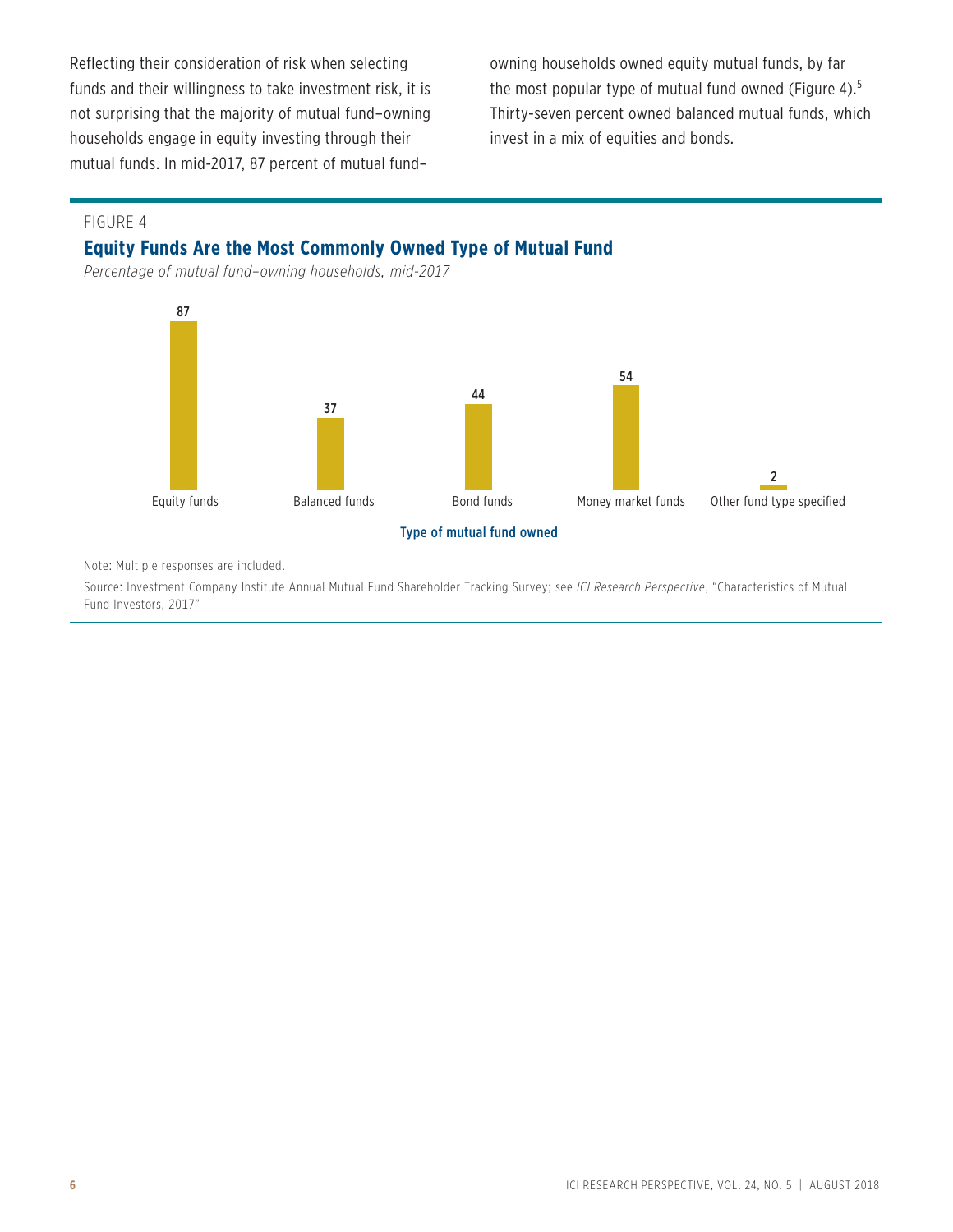Reflecting their consideration of risk when selecting funds and their willingness to take investment risk, it is not surprising that the majority of mutual fund–owning households engage in equity investing through their mutual funds. In mid-2017, 87 percent of mutual fund–owning households owned equity mutual funds, by far the most popular type of mutual fund owned (Figure 4).[5] Thirty-seven percent owned balanced mutual funds, which invest in a mix of equities and bonds.

FIGURE 4

### Equity Funds Are the Most Commonly Owned Type of Mutual Fund

*Percentage of mutual fund–owning households, mid-2017*

| Type of mutual fund owned | Percentage |
|---|---|
| Equity funds | 87 |
| Balanced funds | 37 |
| Bond funds | 44 |
| Money market funds | 54 |
| Other fund type specified | 2 |

Note: Multiple responses are included.

Source: Investment Company Institute Annual Mutual Fund Shareholder Tracking Survey; see *ICI Research Perspective*, "Characteristics of Mutual Fund Investors, 2017"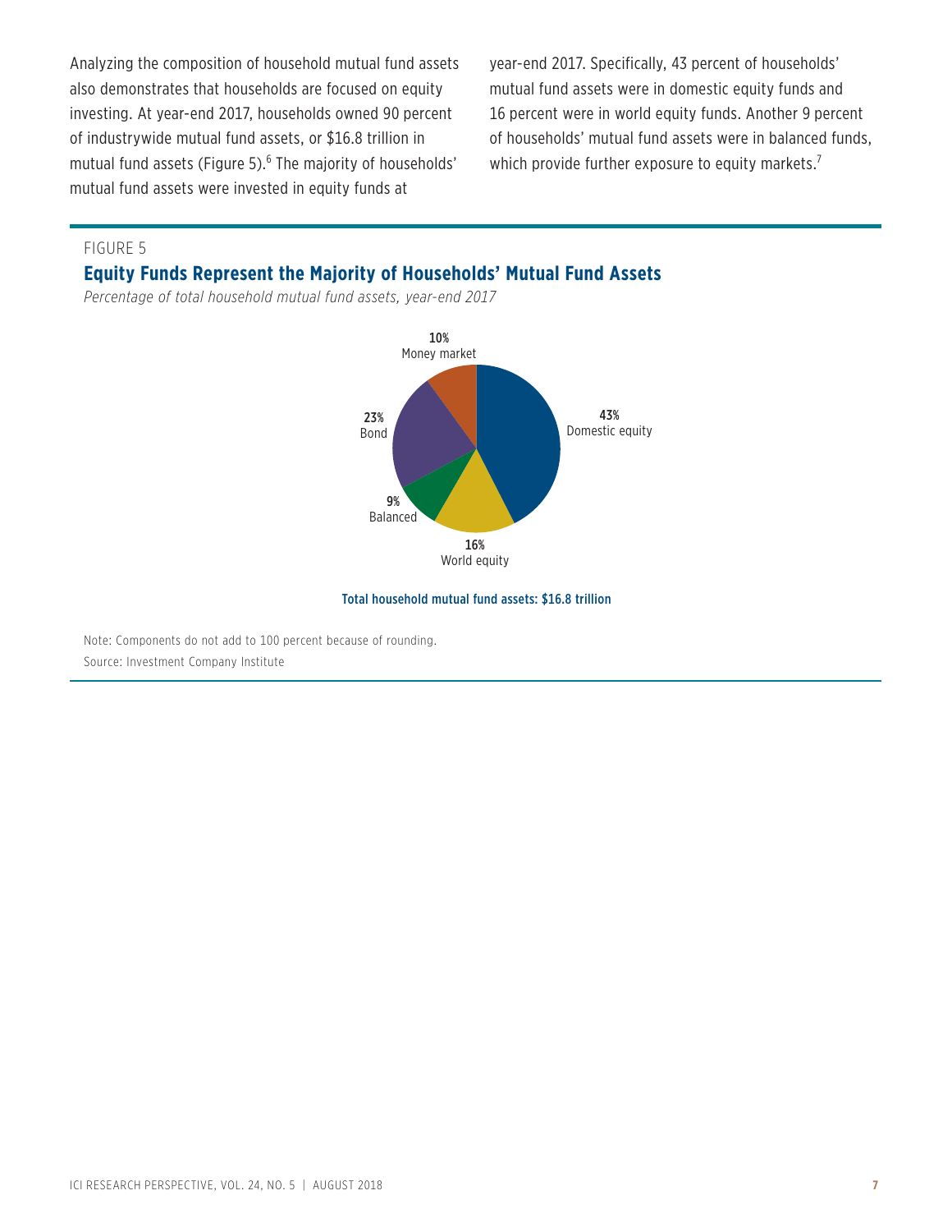Analyzing the composition of household mutual fund assets also demonstrates that households are focused on equity investing. At year-end 2017, households owned 90 percent of industrywide mutual fund assets, or $16.8 trillion in mutual fund assets (Figure 5).[6] The majority of households' mutual fund assets were invested in equity funds at year-end 2017. Specifically, 43 percent of households' mutual fund assets were in domestic equity funds and 16 percent were in world equity funds. Another 9 percent of households' mutual fund assets were in balanced funds, which provide further exposure to equity markets.[7]

FIGURE 5

## Equity Funds Represent the Majority of Households' Mutual Fund Assets

*Percentage of total household mutual fund assets, year-end 2017*

| Category | Percentage |
| --- | --- |
| Domestic equity | 43% |
| World equity | 16% |
| Balanced | 9% |
| Bond | 23% |
| Money market | 10% |

**Total household mutual fund assets: $16.8 trillion**

Note: Components do not add to 100 percent because of rounding.

Source: Investment Company Institute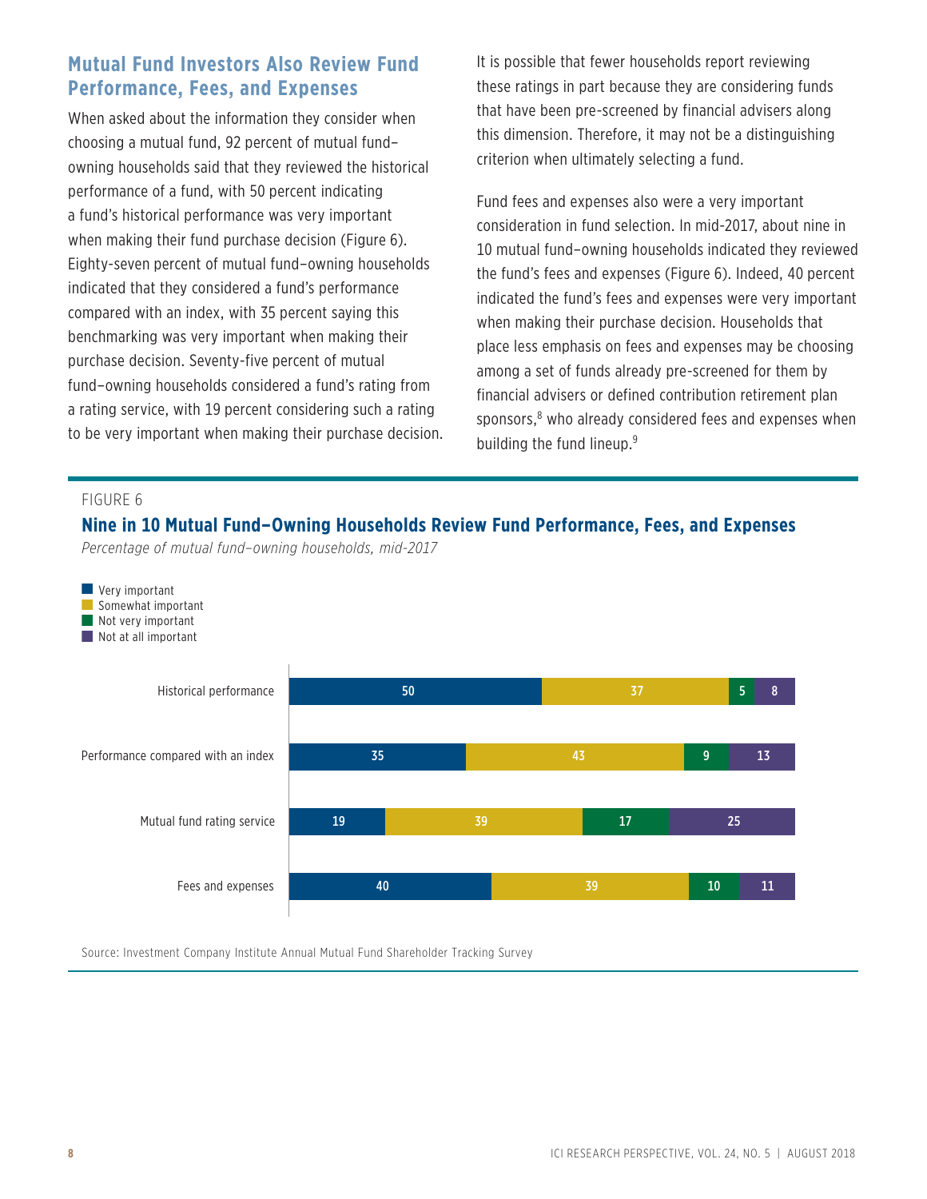## Mutual Fund Investors Also Review Fund Performance, Fees, and Expenses

When asked about the information they consider when choosing a mutual fund, 92 percent of mutual fund–owning households said that they reviewed the historical performance of a fund, with 50 percent indicating a fund's historical performance was very important when making their fund purchase decision (Figure 6). Eighty-seven percent of mutual fund–owning households indicated that they considered a fund's performance compared with an index, with 35 percent saying this benchmarking was very important when making their purchase decision. Seventy-five percent of mutual fund–owning households considered a fund's rating from a rating service, with 19 percent considering such a rating to be very important when making their purchase decision.

It is possible that fewer households report reviewing these ratings in part because they are considering funds that have been pre-screened by financial advisers along this dimension. Therefore, it may not be a distinguishing criterion when ultimately selecting a fund.

Fund fees and expenses also were a very important consideration in fund selection. In mid-2017, about nine in 10 mutual fund–owning households indicated they reviewed the fund's fees and expenses (Figure 6). Indeed, 40 percent indicated the fund's fees and expenses were very important when making their purchase decision. Households that place less emphasis on fees and expenses may be choosing among a set of funds already pre-screened for them by financial advisers or defined contribution retirement plan sponsors,[8] who already considered fees and expenses when building the fund lineup.[9]

FIGURE 6

**Nine in 10 Mutual Fund–Owning Households Review Fund Performance, Fees, and Expenses**

*Percentage of mutual fund–owning households, mid-2017*

| | Very important | Somewhat important | Not very important | Not at all important |
|---|---|---|---|---|
| Historical performance | 50 | 37 | 5 | 8 |
| Performance compared with an index | 35 | 43 | 9 | 13 |
| Mutual fund rating service | 19 | 39 | 17 | 25 |
| Fees and expenses | 40 | 39 | 10 | 11 |

Source: Investment Company Institute Annual Mutual Fund Shareholder Tracking Survey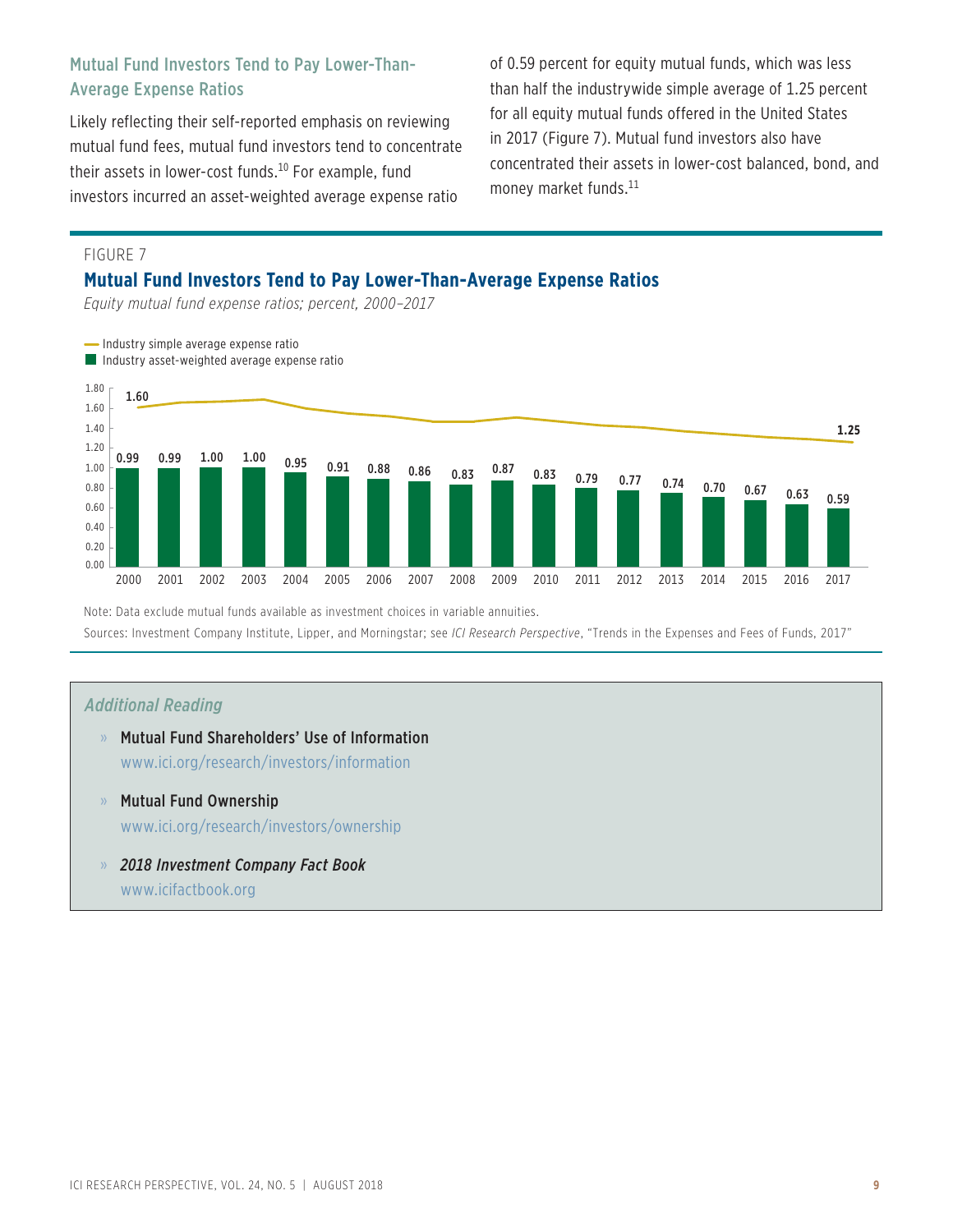### Mutual Fund Investors Tend to Pay Lower-Than-Average Expense Ratios

Likely reflecting their self-reported emphasis on reviewing mutual fund fees, mutual fund investors tend to concentrate their assets in lower-cost funds.[10] For example, fund investors incurred an asset-weighted average expense ratio of 0.59 percent for equity mutual funds, which was less than half the industrywide simple average of 1.25 percent for all equity mutual funds offered in the United States in 2017 (Figure 7). Mutual fund investors also have concentrated their assets in lower-cost balanced, bond, and money market funds.[11]

FIGURE 7

**Mutual Fund Investors Tend to Pay Lower-Than-Average Expense Ratios**

*Equity mutual fund expense ratios; percent, 2000–2017*

| Year | Industry asset-weighted average expense ratio |
|---|---|
| 2000 | 0.99 |
| 2001 | 0.99 |
| 2002 | 1.00 |
| 2003 | 1.00 |
| 2004 | 0.95 |
| 2005 | 0.91 |
| 2006 | 0.88 |
| 2007 | 0.86 |
| 2008 | 0.83 |
| 2009 | 0.87 |
| 2010 | 0.83 |
| 2011 | 0.79 |
| 2012 | 0.77 |
| 2013 | 0.74 |
| 2014 | 0.70 |
| 2015 | 0.67 |
| 2016 | 0.63 |
| 2017 | 0.59 |

Industry simple average expense ratio: 1.60 (2000); 1.25 (2017)

Note: Data exclude mutual funds available as investment choices in variable annuities.

Sources: Investment Company Institute, Lipper, and Morningstar; see *ICI Research Perspective*, "Trends in the Expenses and Fees of Funds, 2017"

*Additional Reading*

- **Mutual Fund Shareholders' Use of Information**
  www.ici.org/research/investors/information
- **Mutual Fund Ownership**
  www.ici.org/research/investors/ownership
- ***2018 Investment Company Fact Book***
  www.icifactbook.org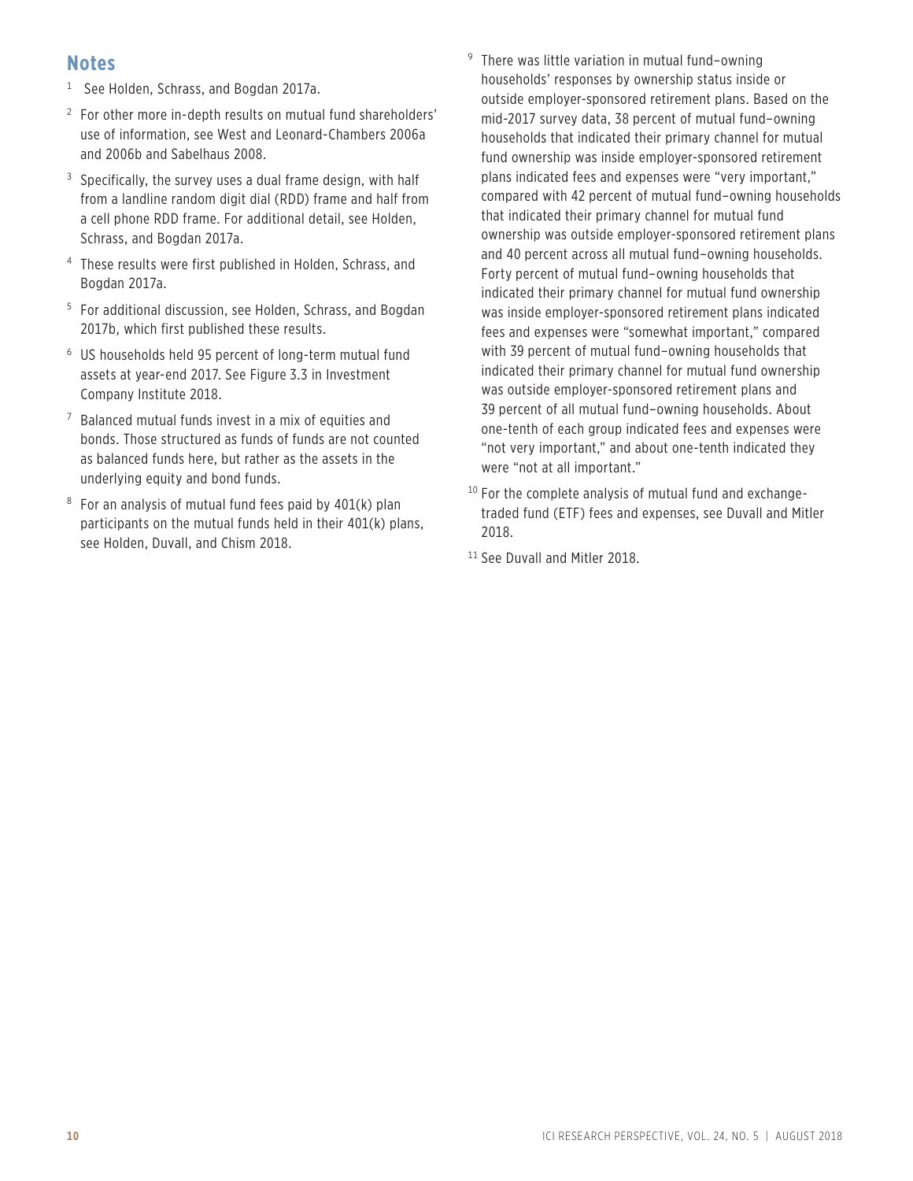## Notes

1. See Holden, Schrass, and Bogdan 2017a.
2. For other more in-depth results on mutual fund shareholders' use of information, see West and Leonard-Chambers 2006a and 2006b and Sabelhaus 2008.
3. Specifically, the survey uses a dual frame design, with half from a landline random digit dial (RDD) frame and half from a cell phone RDD frame. For additional detail, see Holden, Schrass, and Bogdan 2017a.
4. These results were first published in Holden, Schrass, and Bogdan 2017a.
5. For additional discussion, see Holden, Schrass, and Bogdan 2017b, which first published these results.
6. US households held 95 percent of long-term mutual fund assets at year-end 2017. See Figure 3.3 in Investment Company Institute 2018.
7. Balanced mutual funds invest in a mix of equities and bonds. Those structured as funds of funds are not counted as balanced funds here, but rather as the assets in the underlying equity and bond funds.
8. For an analysis of mutual fund fees paid by 401(k) plan participants on the mutual funds held in their 401(k) plans, see Holden, Duvall, and Chism 2018.
9. There was little variation in mutual fund–owning households' responses by ownership status inside or outside employer-sponsored retirement plans. Based on the mid-2017 survey data, 38 percent of mutual fund–owning households that indicated their primary channel for mutual fund ownership was inside employer-sponsored retirement plans indicated fees and expenses were "very important," compared with 42 percent of mutual fund–owning households that indicated their primary channel for mutual fund ownership was outside employer-sponsored retirement plans and 40 percent across all mutual fund–owning households. Forty percent of mutual fund–owning households that indicated their primary channel for mutual fund ownership was inside employer-sponsored retirement plans indicated fees and expenses were "somewhat important," compared with 39 percent of mutual fund–owning households that indicated their primary channel for mutual fund ownership was outside employer-sponsored retirement plans and 39 percent of all mutual fund–owning households. About one-tenth of each group indicated fees and expenses were "not very important," and about one-tenth indicated they were "not at all important."
10. For the complete analysis of mutual fund and exchange-traded fund (ETF) fees and expenses, see Duvall and Mitler 2018.
11. See Duvall and Mitler 2018.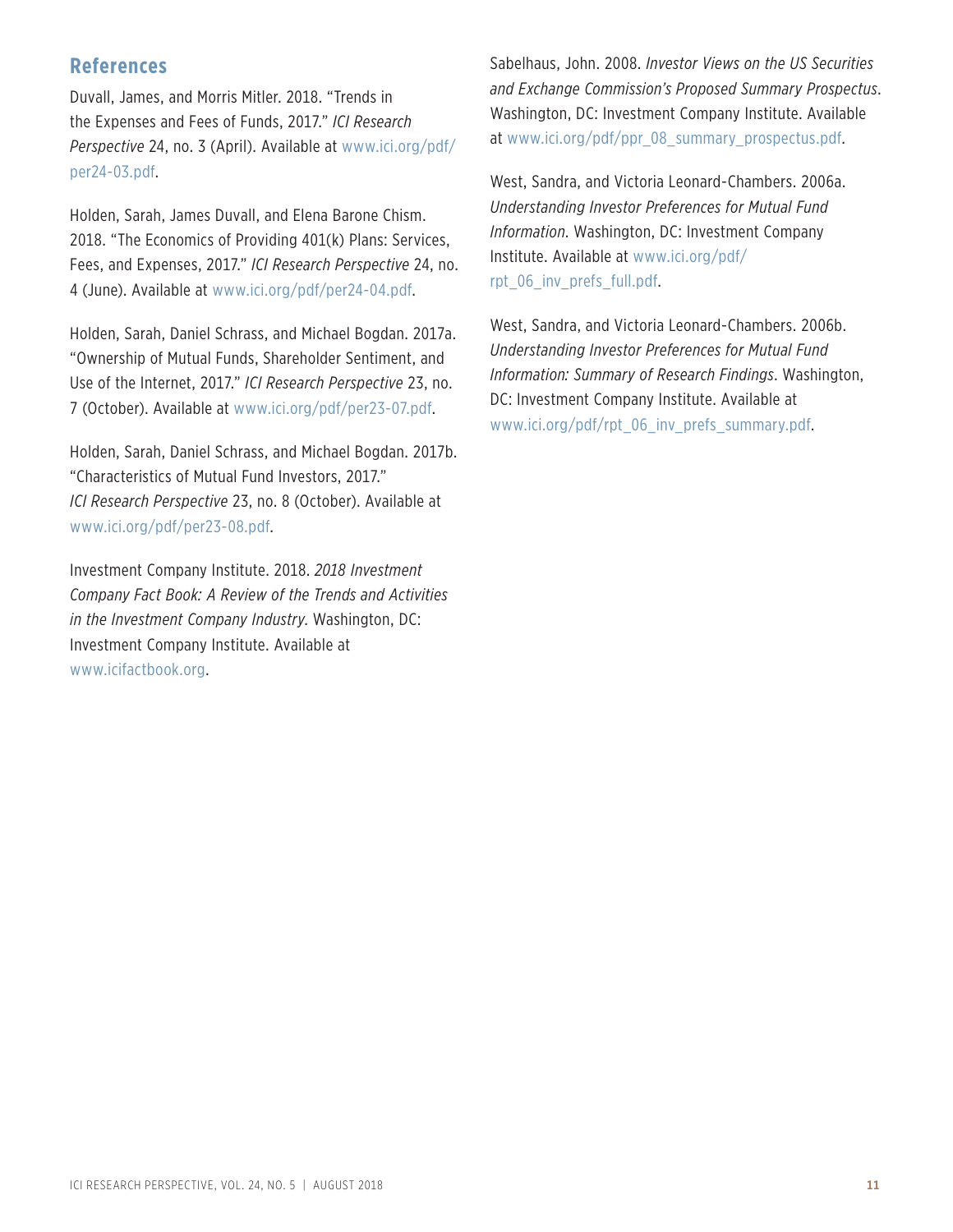## References

Duvall, James, and Morris Mitler. 2018. "Trends in the Expenses and Fees of Funds, 2017." *ICI Research Perspective* 24, no. 3 (April). Available at www.ici.org/pdf/per24-03.pdf.

Holden, Sarah, James Duvall, and Elena Barone Chism. 2018. "The Economics of Providing 401(k) Plans: Services, Fees, and Expenses, 2017." *ICI Research Perspective* 24, no. 4 (June). Available at www.ici.org/pdf/per24-04.pdf.

Holden, Sarah, Daniel Schrass, and Michael Bogdan. 2017a. "Ownership of Mutual Funds, Shareholder Sentiment, and Use of the Internet, 2017." *ICI Research Perspective* 23, no. 7 (October). Available at www.ici.org/pdf/per23-07.pdf.

Holden, Sarah, Daniel Schrass, and Michael Bogdan. 2017b. "Characteristics of Mutual Fund Investors, 2017." *ICI Research Perspective* 23, no. 8 (October). Available at www.ici.org/pdf/per23-08.pdf.

Investment Company Institute. 2018. *2018 Investment Company Fact Book: A Review of the Trends and Activities in the Investment Company Industry*. Washington, DC: Investment Company Institute. Available at www.icifactbook.org.

Sabelhaus, John. 2008. *Investor Views on the US Securities and Exchange Commission's Proposed Summary Prospectus*. Washington, DC: Investment Company Institute. Available at www.ici.org/pdf/ppr_08_summary_prospectus.pdf.

West, Sandra, and Victoria Leonard-Chambers. 2006a. *Understanding Investor Preferences for Mutual Fund Information*. Washington, DC: Investment Company Institute. Available at www.ici.org/pdf/rpt_06_inv_prefs_full.pdf.

West, Sandra, and Victoria Leonard-Chambers. 2006b. *Understanding Investor Preferences for Mutual Fund Information: Summary of Research Findings*. Washington, DC: Investment Company Institute. Available at www.ici.org/pdf/rpt_06_inv_prefs_summary.pdf.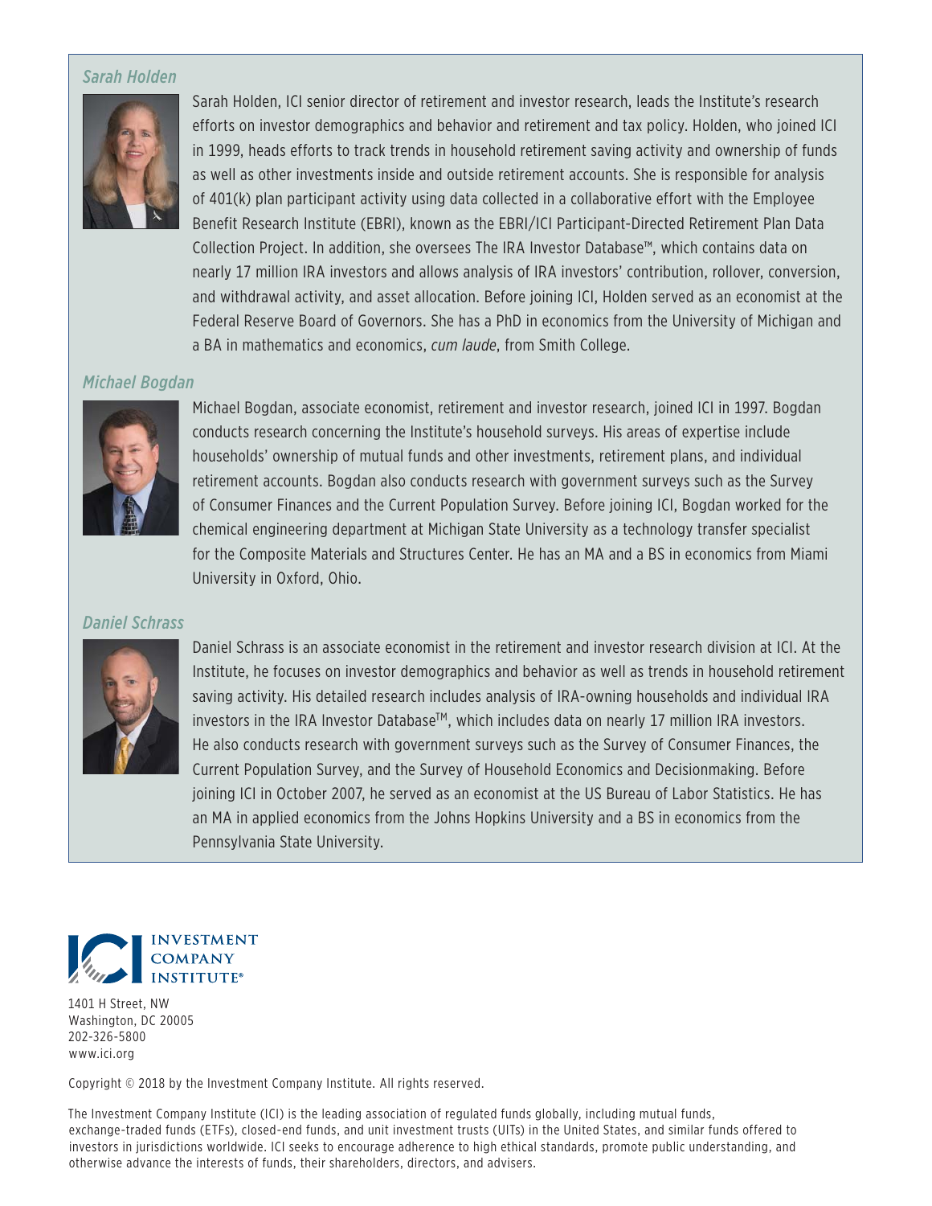*Sarah Holden*

Sarah Holden, ICI senior director of retirement and investor research, leads the Institute's research efforts on investor demographics and behavior and retirement and tax policy. Holden, who joined ICI in 1999, heads efforts to track trends in household retirement saving activity and ownership of funds as well as other investments inside and outside retirement accounts. She is responsible for analysis of 401(k) plan participant activity using data collected in a collaborative effort with the Employee Benefit Research Institute (EBRI), known as the EBRI/ICI Participant-Directed Retirement Plan Data Collection Project. In addition, she oversees The IRA Investor Database™, which contains data on nearly 17 million IRA investors and allows analysis of IRA investors' contribution, rollover, conversion, and withdrawal activity, and asset allocation. Before joining ICI, Holden served as an economist at the Federal Reserve Board of Governors. She has a PhD in economics from the University of Michigan and a BA in mathematics and economics, *cum laude*, from Smith College.

*Michael Bogdan*

Michael Bogdan, associate economist, retirement and investor research, joined ICI in 1997. Bogdan conducts research concerning the Institute's household surveys. His areas of expertise include households' ownership of mutual funds and other investments, retirement plans, and individual retirement accounts. Bogdan also conducts research with government surveys such as the Survey of Consumer Finances and the Current Population Survey. Before joining ICI, Bogdan worked for the chemical engineering department at Michigan State University as a technology transfer specialist for the Composite Materials and Structures Center. He has an MA and a BS in economics from Miami University in Oxford, Ohio.

*Daniel Schrass*

Daniel Schrass is an associate economist in the retirement and investor research division at ICI. At the Institute, he focuses on investor demographics and behavior as well as trends in household retirement saving activity. His detailed research includes analysis of IRA-owning households and individual IRA investors in the IRA Investor Database™, which includes data on nearly 17 million IRA investors. He also conducts research with government surveys such as the Survey of Consumer Finances, the Current Population Survey, and the Survey of Household Economics and Decisionmaking. Before joining ICI in October 2007, he served as an economist at the US Bureau of Labor Statistics. He has an MA in applied economics from the Johns Hopkins University and a BS in economics from the Pennsylvania State University.

INVESTMENT COMPANY INSTITUTE®

1401 H Street, NW
Washington, DC 20005
202-326-5800
www.ici.org

Copyright © 2018 by the Investment Company Institute. All rights reserved.

The Investment Company Institute (ICI) is the leading association of regulated funds globally, including mutual funds, exchange-traded funds (ETFs), closed-end funds, and unit investment trusts (UITs) in the United States, and similar funds offered to investors in jurisdictions worldwide. ICI seeks to encourage adherence to high ethical standards, promote public understanding, and otherwise advance the interests of funds, their shareholders, directors, and advisers.